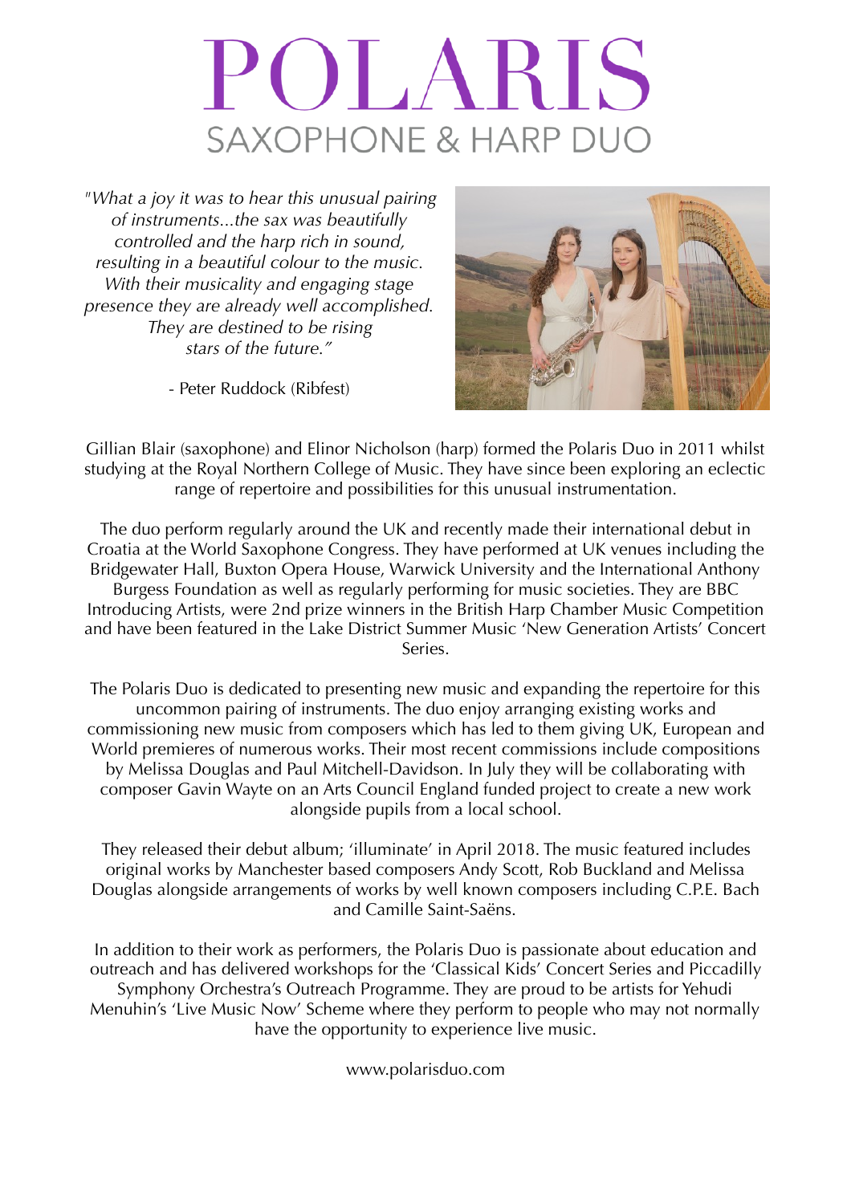# POLARIS

## SAXOPHONE & HARP DUO

*"What a joy it was to hear this unusual pairing of instruments...the sax was beautifully controlled and the harp rich in sound, resulting in a beautiful colour to the music. With their musicality and engaging stage presence they are already well accomplished. They are destined to be rising stars of the future."*

- Peter Ruddock (Ribfest)

Gillian Blair (saxophone) and Elinor Nicholson (harp) formed the Polaris Duo in 2011 whilst studying at the Royal Northern College of Music. They have since been exploring an eclectic range of repertoire and possibilities for this unusual instrumentation.

The duo perform regularly around the UK and recently made their international debut in Croatia at the World Saxophone Congress. They have performed at UK venues including the Bridgewater Hall, Buxton Opera House, Warwick University and the International Anthony Burgess Foundation as well as regularly performing for music societies. They are BBC Introducing Artists, were 2nd prize winners in the British Harp Chamber Music Competition and have been featured in the Lake District Summer Music 'New Generation Artists' Concert Series.

The Polaris Duo is dedicated to presenting new music and expanding the repertoire for this uncommon pairing of instruments. The duo enjoy arranging existing works and commissioning new music from composers which has led to them giving UK, European and World premieres of numerous works. Their most recent commissions include compositions by Melissa Douglas and Paul Mitchell-Davidson. In July they will be collaborating with composer Gavin Wayte on an Arts Council England funded project to create a new work alongside pupils from a local school.

They released their debut album; 'illuminate' in April 2018. The music featured includes original works by Manchester based composers Andy Scott, Rob Buckland and Melissa Douglas alongside arrangements of works by well known composers including C.P.E. Bach and Camille Saint-Saëns.

In addition to their work as performers, the Polaris Duo is passionate about education and outreach and has delivered workshops for the 'Classical Kids' Concert Series and Piccadilly Symphony Orchestra's Outreach Programme. They are proud to be artists for Yehudi Menuhin's 'Live Music Now' Scheme where they perform to people who may not normally have the opportunity to experience live music.

www.polarisduo.com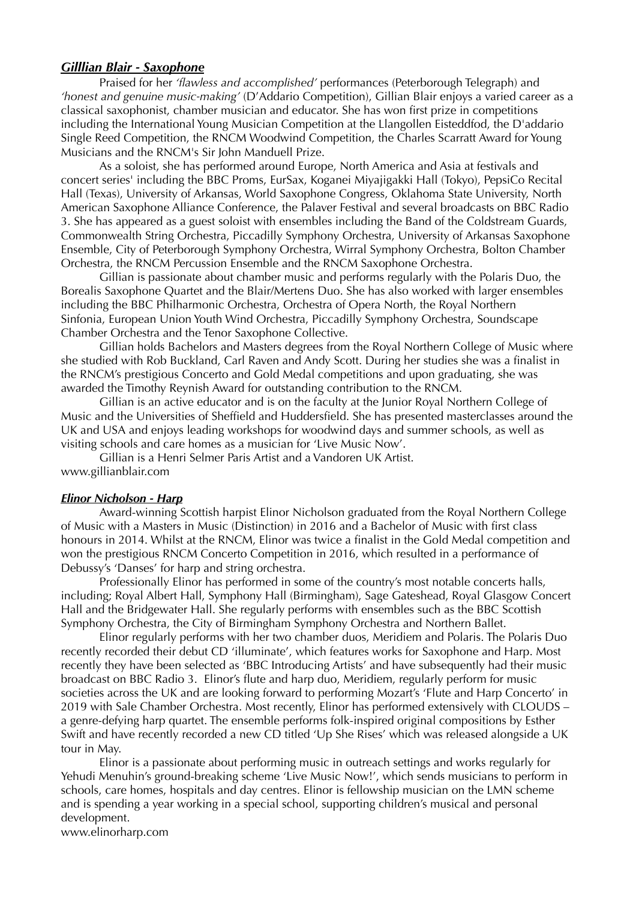***Gilllian Blair - Saxophone***

Praised for her *'flawless and accomplished'* performances (Peterborough Telegraph) and *'honest and genuine music-making'* (D'Addario Competition), Gillian Blair enjoys a varied career as a classical saxophonist, chamber musician and educator. She has won first prize in competitions including the International Young Musician Competition at the Llangollen Eisteddfod, the D'addario Single Reed Competition, the RNCM Woodwind Competition, the Charles Scarratt Award for Young Musicians and the RNCM's Sir John Manduell Prize.

As a soloist, she has performed around Europe, North America and Asia at festivals and concert series' including the BBC Proms, EurSax, Koganei Miyajigakki Hall (Tokyo), PepsiCo Recital Hall (Texas), University of Arkansas, World Saxophone Congress, Oklahoma State University, North American Saxophone Alliance Conference, the Palaver Festival and several broadcasts on BBC Radio 3. She has appeared as a guest soloist with ensembles including the Band of the Coldstream Guards, Commonwealth String Orchestra, Piccadilly Symphony Orchestra, University of Arkansas Saxophone Ensemble, City of Peterborough Symphony Orchestra, Wirral Symphony Orchestra, Bolton Chamber Orchestra, the RNCM Percussion Ensemble and the RNCM Saxophone Orchestra.

Gillian is passionate about chamber music and performs regularly with the Polaris Duo, the Borealis Saxophone Quartet and the Blair/Mertens Duo. She has also worked with larger ensembles including the BBC Philharmonic Orchestra, Orchestra of Opera North, the Royal Northern Sinfonia, European Union Youth Wind Orchestra, Piccadilly Symphony Orchestra, Soundscape Chamber Orchestra and the Tenor Saxophone Collective.

Gillian holds Bachelors and Masters degrees from the Royal Northern College of Music where she studied with Rob Buckland, Carl Raven and Andy Scott. During her studies she was a finalist in the RNCM's prestigious Concerto and Gold Medal competitions and upon graduating, she was awarded the Timothy Reynish Award for outstanding contribution to the RNCM.

Gillian is an active educator and is on the faculty at the Junior Royal Northern College of Music and the Universities of Sheffield and Huddersfield. She has presented masterclasses around the UK and USA and enjoys leading workshops for woodwind days and summer schools, as well as visiting schools and care homes as a musician for 'Live Music Now'.

Gillian is a Henri Selmer Paris Artist and a Vandoren UK Artist.
www.gillianblair.com

***Elinor Nicholson - Harp***

Award-winning Scottish harpist Elinor Nicholson graduated from the Royal Northern College of Music with a Masters in Music (Distinction) in 2016 and a Bachelor of Music with first class honours in 2014. Whilst at the RNCM, Elinor was twice a finalist in the Gold Medal competition and won the prestigious RNCM Concerto Competition in 2016, which resulted in a performance of Debussy's 'Danses' for harp and string orchestra.

Professionally Elinor has performed in some of the country's most notable concerts halls, including; Royal Albert Hall, Symphony Hall (Birmingham), Sage Gateshead, Royal Glasgow Concert Hall and the Bridgewater Hall. She regularly performs with ensembles such as the BBC Scottish Symphony Orchestra, the City of Birmingham Symphony Orchestra and Northern Ballet.

Elinor regularly performs with her two chamber duos, Meridiem and Polaris. The Polaris Duo recently recorded their debut CD 'illuminate', which features works for Saxophone and Harp. Most recently they have been selected as 'BBC Introducing Artists' and have subsequently had their music broadcast on BBC Radio 3. Elinor's flute and harp duo, Meridiem, regularly perform for music societies across the UK and are looking forward to performing Mozart's 'Flute and Harp Concerto' in 2019 with Sale Chamber Orchestra. Most recently, Elinor has performed extensively with CLOUDS – a genre-defying harp quartet. The ensemble performs folk-inspired original compositions by Esther Swift and have recently recorded a new CD titled 'Up She Rises' which was released alongside a UK tour in May.

Elinor is a passionate about performing music in outreach settings and works regularly for Yehudi Menuhin's ground-breaking scheme 'Live Music Now!', which sends musicians to perform in schools, care homes, hospitals and day centres. Elinor is fellowship musician on the LMN scheme and is spending a year working in a special school, supporting children's musical and personal development.
www.elinorharp.com